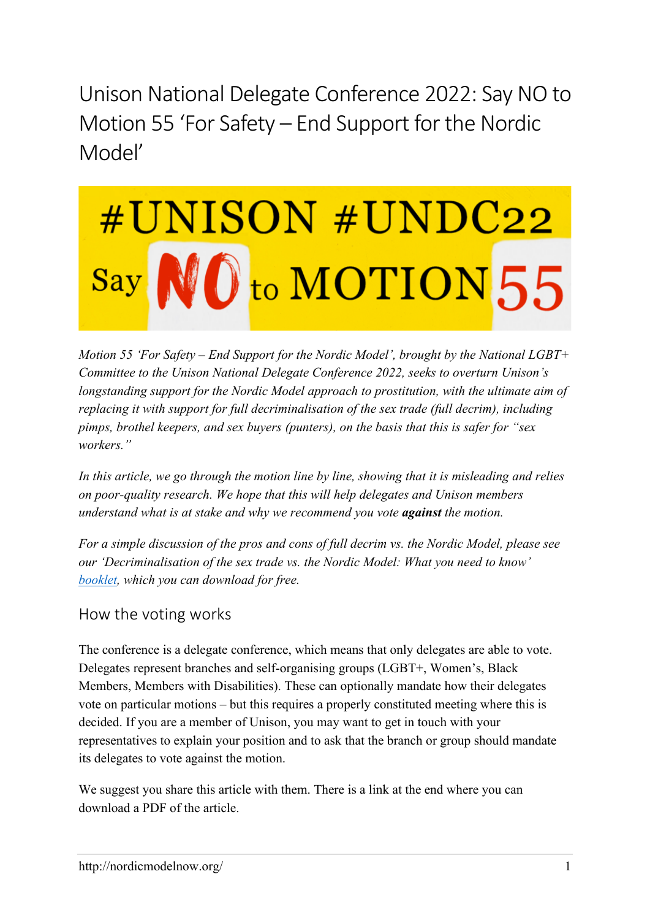# Unison National Delegate Conference 2022: Say NO to Motion 55 'For Safety – End Support for the Nordic Model'

#UNISON #UNDC22

Say NO to MOTION 55

*Motion 55 'For Safety – End Support for the Nordic Model', brought by the National LGBT+ Committee to the Unison National Delegate Conference 2022, seeks to overturn Unison's longstanding support for the Nordic Model approach to prostitution, with the ultimate aim of replacing it with support for full decriminalisation of the sex trade (full decrim), including pimps, brothel keepers, and sex buyers (punters), on the basis that this is safer for "sex workers."*

*In this article, we go through the motion line by line, showing that it is misleading and relies on poor-quality research. We hope that this will help delegates and Unison members understand what is at stake and why we recommend you vote **against** the motion.*

*For a simple discussion of the pros and cons of full decrim vs. the Nordic Model, please see our 'Decriminalisation of the sex trade vs. the Nordic Model: What you need to know' booklet, which you can download for free.*

## How the voting works

The conference is a delegate conference, which means that only delegates are able to vote. Delegates represent branches and self-organising groups (LGBT+, Women's, Black Members, Members with Disabilities). These can optionally mandate how their delegates vote on particular motions – but this requires a properly constituted meeting where this is decided. If you are a member of Unison, you may want to get in touch with your representatives to explain your position and to ask that the branch or group should mandate its delegates to vote against the motion.

We suggest you share this article with them. There is a link at the end where you can download a PDF of the article.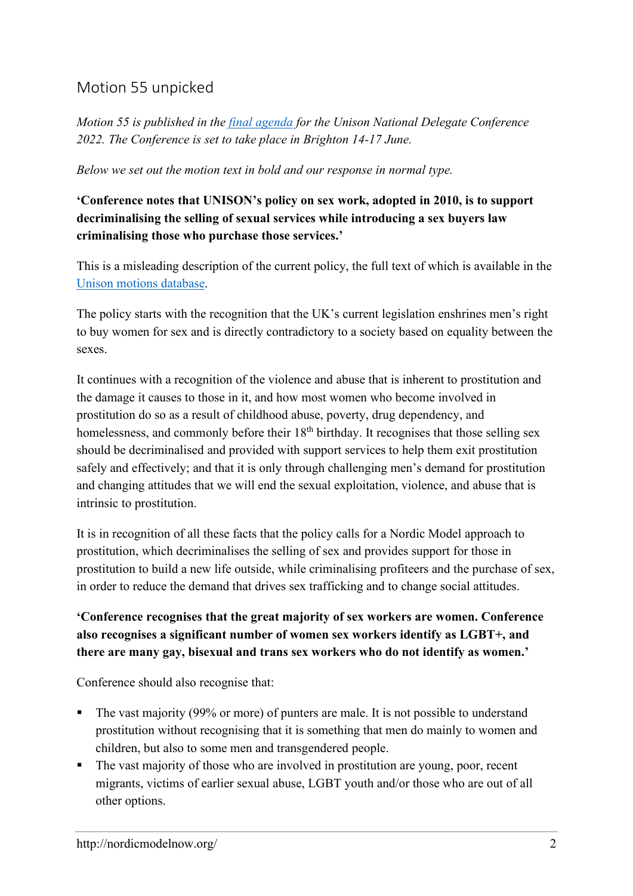## Motion 55 unpicked

*Motion 55 is published in the final agenda for the Unison National Delegate Conference 2022. The Conference is set to take place in Brighton 14-17 June.*

*Below we set out the motion text in bold and our response in normal type.*

**'Conference notes that UNISON's policy on sex work, adopted in 2010, is to support decriminalising the selling of sexual services while introducing a sex buyers law criminalising those who purchase those services.'**

This is a misleading description of the current policy, the full text of which is available in the Unison motions database.

The policy starts with the recognition that the UK's current legislation enshrines men's right to buy women for sex and is directly contradictory to a society based on equality between the sexes.

It continues with a recognition of the violence and abuse that is inherent to prostitution and the damage it causes to those in it, and how most women who become involved in prostitution do so as a result of childhood abuse, poverty, drug dependency, and homelessness, and commonly before their 18th birthday. It recognises that those selling sex should be decriminalised and provided with support services to help them exit prostitution safely and effectively; and that it is only through challenging men's demand for prostitution and changing attitudes that we will end the sexual exploitation, violence, and abuse that is intrinsic to prostitution.

It is in recognition of all these facts that the policy calls for a Nordic Model approach to prostitution, which decriminalises the selling of sex and provides support for those in prostitution to build a new life outside, while criminalising profiteers and the purchase of sex, in order to reduce the demand that drives sex trafficking and to change social attitudes.

**'Conference recognises that the great majority of sex workers are women. Conference also recognises a significant number of women sex workers identify as LGBT+, and there are many gay, bisexual and trans sex workers who do not identify as women.'**

Conference should also recognise that:

- The vast majority (99% or more) of punters are male. It is not possible to understand prostitution without recognising that it is something that men do mainly to women and children, but also to some men and transgendered people.
- The vast majority of those who are involved in prostitution are young, poor, recent migrants, victims of earlier sexual abuse, LGBT youth and/or those who are out of all other options.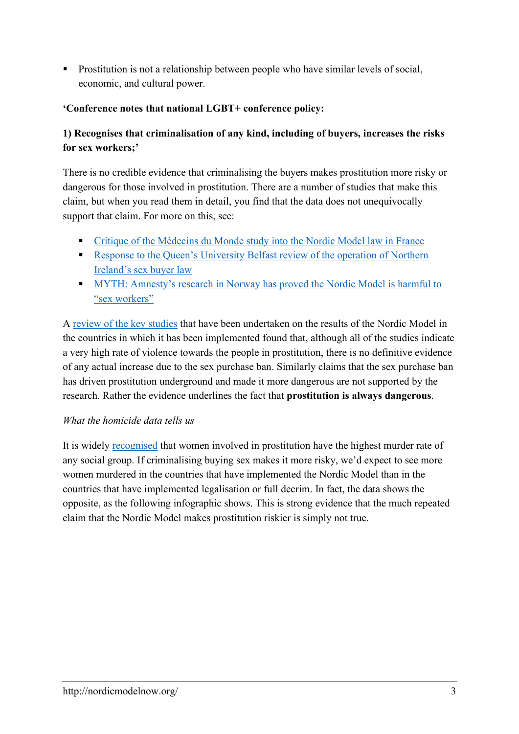- Prostitution is not a relationship between people who have similar levels of social, economic, and cultural power.

**'Conference notes that national LGBT+ conference policy:**

**1) Recognises that criminalisation of any kind, including of buyers, increases the risks for sex workers;'**

There is no credible evidence that criminalising the buyers makes prostitution more risky or dangerous for those involved in prostitution. There are a number of studies that make this claim, but when you read them in detail, you find that the data does not unequivocally support that claim. For more on this, see:

- Critique of the Médecins du Monde study into the Nordic Model law in France
- Response to the Queen's University Belfast review of the operation of Northern Ireland's sex buyer law
- MYTH: Amnesty's research in Norway has proved the Nordic Model is harmful to "sex workers"

A review of the key studies that have been undertaken on the results of the Nordic Model in the countries in which it has been implemented found that, although all of the studies indicate a very high rate of violence towards the people in prostitution, there is no definitive evidence of any actual increase due to the sex purchase ban. Similarly claims that the sex purchase ban has driven prostitution underground and made it more dangerous are not supported by the research. Rather the evidence underlines the fact that **prostitution is always dangerous**.

*What the homicide data tells us*

It is widely recognised that women involved in prostitution have the highest murder rate of any social group. If criminalising buying sex makes it more risky, we'd expect to see more women murdered in the countries that have implemented the Nordic Model than in the countries that have implemented legalisation or full decrim. In fact, the data shows the opposite, as the following infographic shows. This is strong evidence that the much repeated claim that the Nordic Model makes prostitution riskier is simply not true.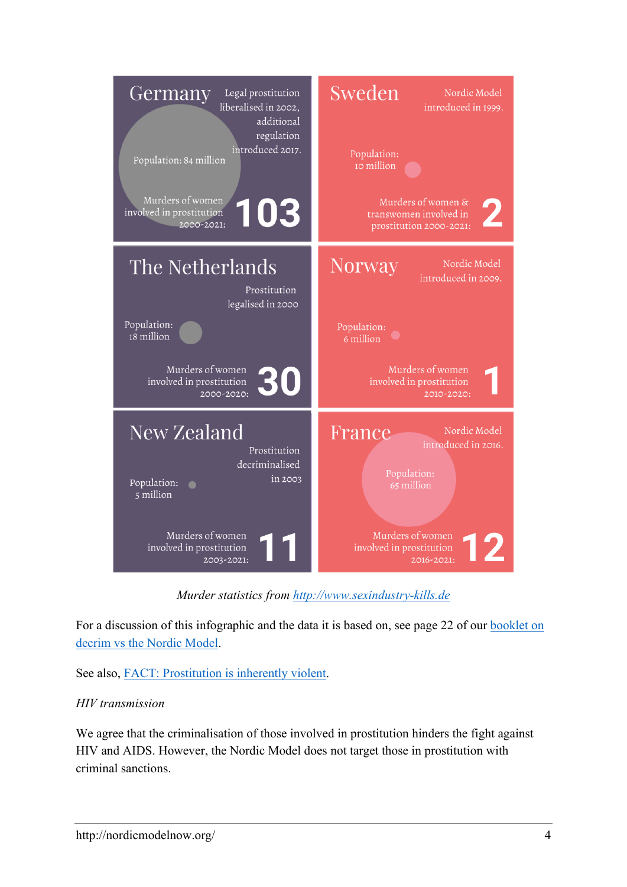| Germany | Sweden |
| --- | --- |
| Legal prostitution liberalised in 2002, additional regulation introduced 2017. Population: 84 million. Murders of women involved in prostitution 2000-2021: **103** | Nordic Model introduced in 1999. Population: 10 million. Murders of women & transwomen involved in prostitution 2000-2021: **2** |

| The Netherlands | Norway |
| --- | --- |
| Prostitution legalised in 2000. Population: 18 million. Murders of women involved in prostitution 2000-2020: **30** | Nordic Model introduced in 2009. Population: 6 million. Murders of women involved in prostitution 2010-2020: **1** |

| New Zealand | France |
| --- | --- |
| Prostitution decriminalised in 2003. Population: 5 million. Murders of women involved in prostitution 2003-2021: **11** | Nordic Model introduced in 2016. Population: 65 million. Murders of women involved in prostitution 2016-2021: **12** |

*Murder statistics from [http://www.sexindustry-kills.de](http://www.sexindustry-kills.de)*

For a discussion of this infographic and the data it is based on, see page 22 of our booklet on decrim vs the Nordic Model.

See also, FACT: Prostitution is inherently violent.

*HIV transmission*

We agree that the criminalisation of those involved in prostitution hinders the fight against HIV and AIDS. However, the Nordic Model does not target those in prostitution with criminal sanctions.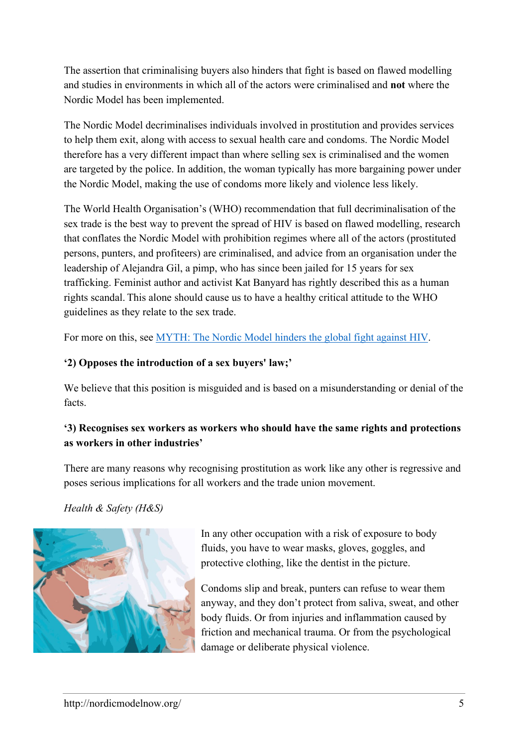The assertion that criminalising buyers also hinders that fight is based on flawed modelling and studies in environments in which all of the actors were criminalised and **not** where the Nordic Model has been implemented.

The Nordic Model decriminalises individuals involved in prostitution and provides services to help them exit, along with access to sexual health care and condoms. The Nordic Model therefore has a very different impact than where selling sex is criminalised and the women are targeted by the police. In addition, the woman typically has more bargaining power under the Nordic Model, making the use of condoms more likely and violence less likely.

The World Health Organisation's (WHO) recommendation that full decriminalisation of the sex trade is the best way to prevent the spread of HIV is based on flawed modelling, research that conflates the Nordic Model with prohibition regimes where all of the actors (prostituted persons, punters, and profiteers) are criminalised, and advice from an organisation under the leadership of Alejandra Gil, a pimp, who has since been jailed for 15 years for sex trafficking. Feminist author and activist Kat Banyard has rightly described this as a human rights scandal. This alone should cause us to have a healthy critical attitude to the WHO guidelines as they relate to the sex trade.

For more on this, see [MYTH: The Nordic Model hinders the global fight against HIV](#).

**'2) Opposes the introduction of a sex buyers' law;'**

We believe that this position is misguided and is based on a misunderstanding or denial of the facts.

**'3) Recognises sex workers as workers who should have the same rights and protections as workers in other industries'**

There are many reasons why recognising prostitution as work like any other is regressive and poses serious implications for all workers and the trade union movement.

*Health & Safety (H&S)*

In any other occupation with a risk of exposure to body fluids, you have to wear masks, gloves, goggles, and protective clothing, like the dentist in the picture.

Condoms slip and break, punters can refuse to wear them anyway, and they don't protect from saliva, sweat, and other body fluids. Or from injuries and inflammation caused by friction and mechanical trauma. Or from the psychological damage or deliberate physical violence.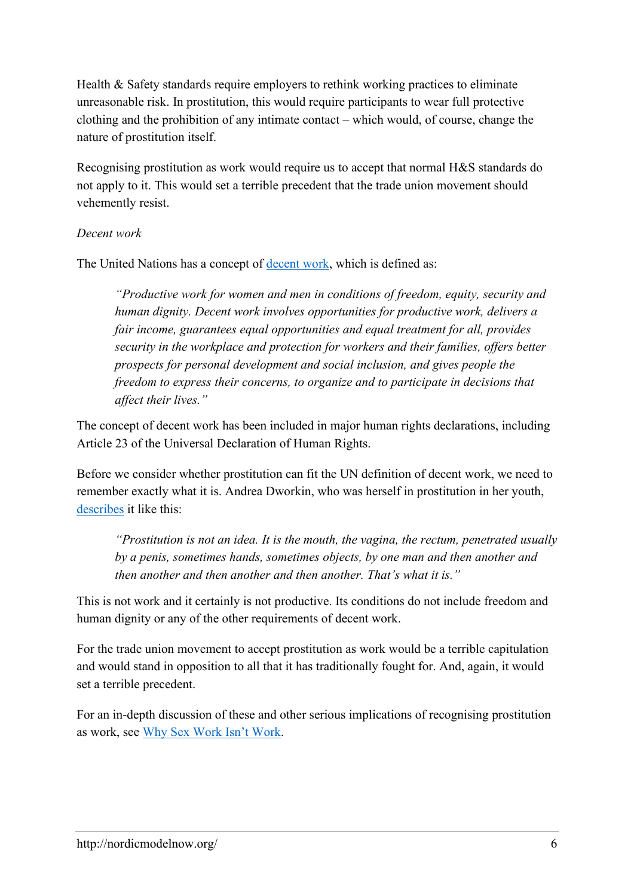Health & Safety standards require employers to rethink working practices to eliminate unreasonable risk. In prostitution, this would require participants to wear full protective clothing and the prohibition of any intimate contact – which would, of course, change the nature of prostitution itself.

Recognising prostitution as work would require us to accept that normal H&S standards do not apply to it. This would set a terrible precedent that the trade union movement should vehemently resist.

*Decent work*

The United Nations has a concept of decent work, which is defined as:

> *"Productive work for women and men in conditions of freedom, equity, security and human dignity. Decent work involves opportunities for productive work, delivers a fair income, guarantees equal opportunities and equal treatment for all, provides security in the workplace and protection for workers and their families, offers better prospects for personal development and social inclusion, and gives people the freedom to express their concerns, to organize and to participate in decisions that affect their lives."*

The concept of decent work has been included in major human rights declarations, including Article 23 of the Universal Declaration of Human Rights.

Before we consider whether prostitution can fit the UN definition of decent work, we need to remember exactly what it is. Andrea Dworkin, who was herself in prostitution in her youth, describes it like this:

> *"Prostitution is not an idea. It is the mouth, the vagina, the rectum, penetrated usually by a penis, sometimes hands, sometimes objects, by one man and then another and then another and then another and then another. That's what it is."*

This is not work and it certainly is not productive. Its conditions do not include freedom and human dignity or any of the other requirements of decent work.

For the trade union movement to accept prostitution as work would be a terrible capitulation and would stand in opposition to all that it has traditionally fought for. And, again, it would set a terrible precedent.

For an in-depth discussion of these and other serious implications of recognising prostitution as work, see Why Sex Work Isn't Work.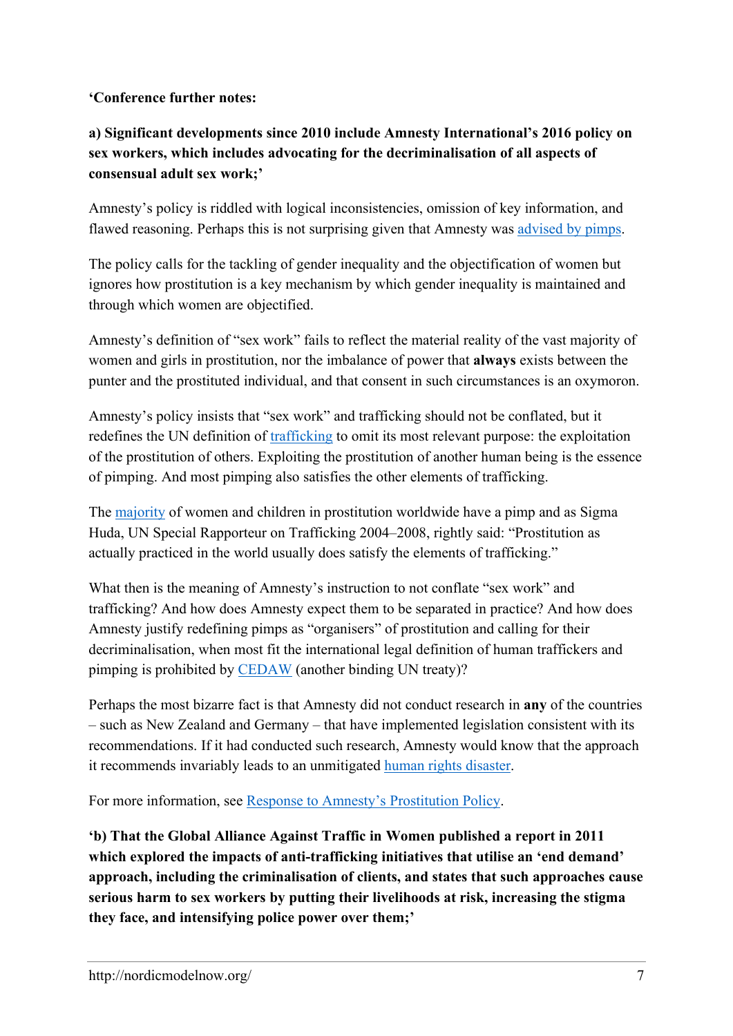**‘Conference further notes:**

**a) Significant developments since 2010 include Amnesty International’s 2016 policy on sex workers, which includes advocating for the decriminalisation of all aspects of consensual adult sex work;’**

Amnesty’s policy is riddled with logical inconsistencies, omission of key information, and flawed reasoning. Perhaps this is not surprising given that Amnesty was advised by pimps.

The policy calls for the tackling of gender inequality and the objectification of women but ignores how prostitution is a key mechanism by which gender inequality is maintained and through which women are objectified.

Amnesty’s definition of “sex work” fails to reflect the material reality of the vast majority of women and girls in prostitution, nor the imbalance of power that **always** exists between the punter and the prostituted individual, and that consent in such circumstances is an oxymoron.

Amnesty’s policy insists that “sex work” and trafficking should not be conflated, but it redefines the UN definition of trafficking to omit its most relevant purpose: the exploitation of the prostitution of others. Exploiting the prostitution of another human being is the essence of pimping. And most pimping also satisfies the other elements of trafficking.

The majority of women and children in prostitution worldwide have a pimp and as Sigma Huda, UN Special Rapporteur on Trafficking 2004–2008, rightly said: “Prostitution as actually practiced in the world usually does satisfy the elements of trafficking.”

What then is the meaning of Amnesty’s instruction to not conflate “sex work” and trafficking? And how does Amnesty expect them to be separated in practice? And how does Amnesty justify redefining pimps as “organisers” of prostitution and calling for their decriminalisation, when most fit the international legal definition of human traffickers and pimping is prohibited by CEDAW (another binding UN treaty)?

Perhaps the most bizarre fact is that Amnesty did not conduct research in **any** of the countries – such as New Zealand and Germany – that have implemented legislation consistent with its recommendations. If it had conducted such research, Amnesty would know that the approach it recommends invariably leads to an unmitigated human rights disaster.

For more information, see Response to Amnesty’s Prostitution Policy.

**‘b) That the Global Alliance Against Traffic in Women published a report in 2011 which explored the impacts of anti-trafficking initiatives that utilise an ‘end demand’ approach, including the criminalisation of clients, and states that such approaches cause serious harm to sex workers by putting their livelihoods at risk, increasing the stigma they face, and intensifying police power over them;’**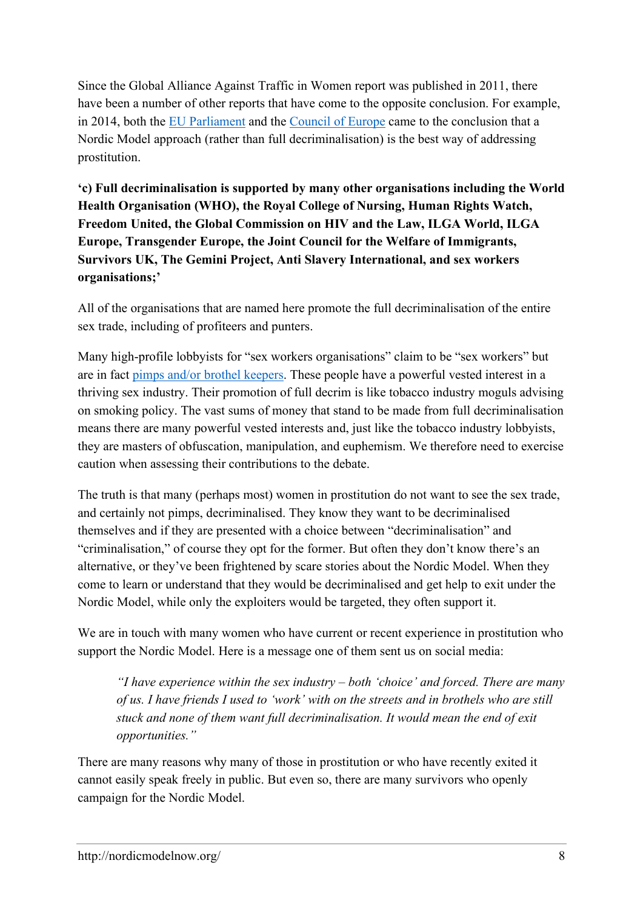Since the Global Alliance Against Traffic in Women report was published in 2011, there have been a number of other reports that have come to the opposite conclusion. For example, in 2014, both the EU Parliament and the Council of Europe came to the conclusion that a Nordic Model approach (rather than full decriminalisation) is the best way of addressing prostitution.

**'c) Full decriminalisation is supported by many other organisations including the World Health Organisation (WHO), the Royal College of Nursing, Human Rights Watch, Freedom United, the Global Commission on HIV and the Law, ILGA World, ILGA Europe, Transgender Europe, the Joint Council for the Welfare of Immigrants, Survivors UK, The Gemini Project, Anti Slavery International, and sex workers organisations;'**

All of the organisations that are named here promote the full decriminalisation of the entire sex trade, including of profiteers and punters.

Many high-profile lobbyists for "sex workers organisations" claim to be "sex workers" but are in fact pimps and/or brothel keepers. These people have a powerful vested interest in a thriving sex industry. Their promotion of full decrim is like tobacco industry moguls advising on smoking policy. The vast sums of money that stand to be made from full decriminalisation means there are many powerful vested interests and, just like the tobacco industry lobbyists, they are masters of obfuscation, manipulation, and euphemism. We therefore need to exercise caution when assessing their contributions to the debate.

The truth is that many (perhaps most) women in prostitution do not want to see the sex trade, and certainly not pimps, decriminalised. They know they want to be decriminalised themselves and if they are presented with a choice between "decriminalisation" and "criminalisation," of course they opt for the former. But often they don't know there's an alternative, or they've been frightened by scare stories about the Nordic Model. When they come to learn or understand that they would be decriminalised and get help to exit under the Nordic Model, while only the exploiters would be targeted, they often support it.

We are in touch with many women who have current or recent experience in prostitution who support the Nordic Model. Here is a message one of them sent us on social media:

> *"I have experience within the sex industry – both 'choice' and forced. There are many of us. I have friends I used to 'work' with on the streets and in brothels who are still stuck and none of them want full decriminalisation. It would mean the end of exit opportunities."*

There are many reasons why many of those in prostitution or who have recently exited it cannot easily speak freely in public. But even so, there are many survivors who openly campaign for the Nordic Model.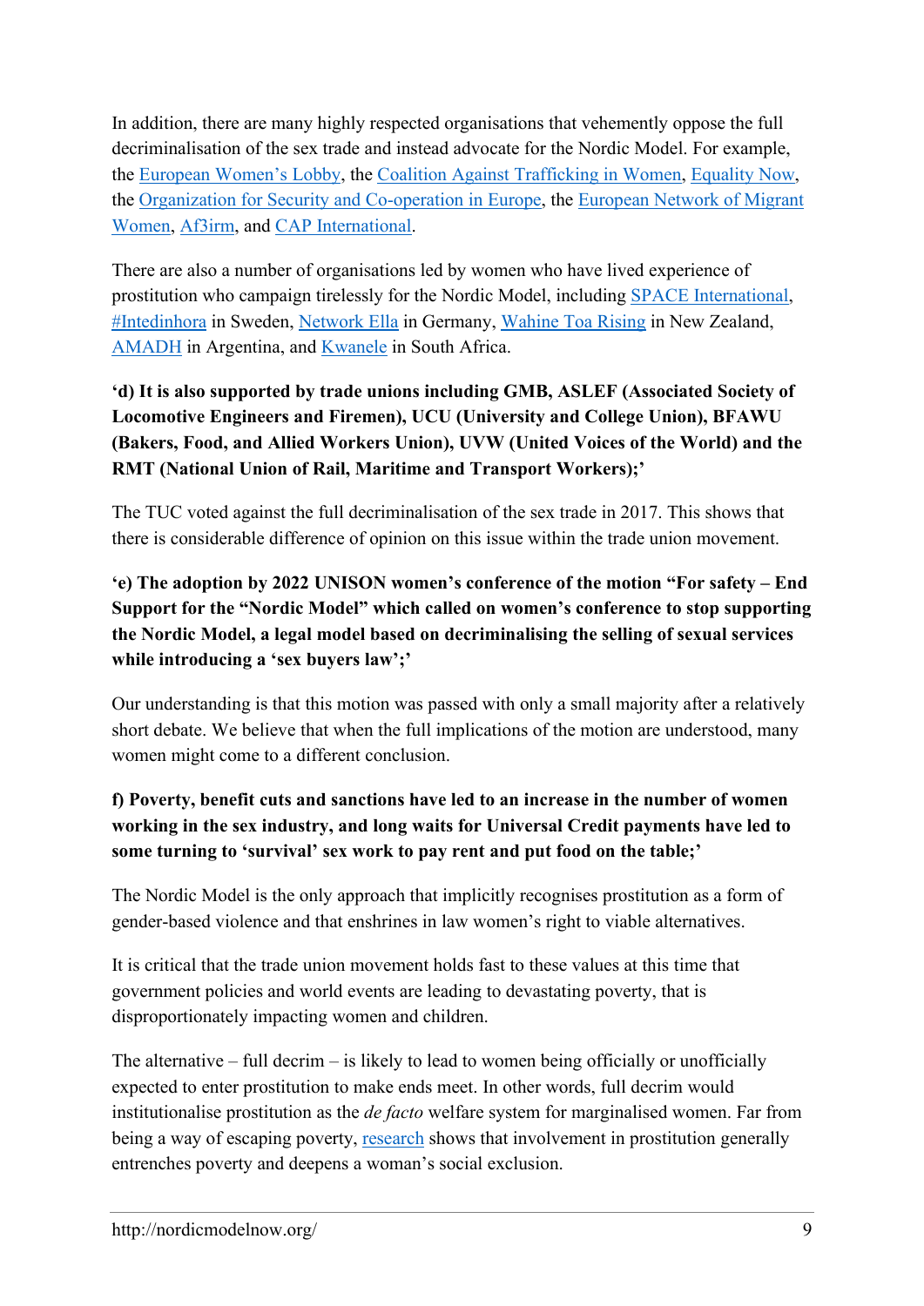In addition, there are many highly respected organisations that vehemently oppose the full decriminalisation of the sex trade and instead advocate for the Nordic Model. For example, the European Women's Lobby, the Coalition Against Trafficking in Women, Equality Now, the Organization for Security and Co-operation in Europe, the European Network of Migrant Women, Af3irm, and CAP International.

There are also a number of organisations led by women who have lived experience of prostitution who campaign tirelessly for the Nordic Model, including SPACE International, #Intedinhora in Sweden, Network Ella in Germany, Wahine Toa Rising in New Zealand, AMADH in Argentina, and Kwanele in South Africa.

**'d) It is also supported by trade unions including GMB, ASLEF (Associated Society of Locomotive Engineers and Firemen), UCU (University and College Union), BFAWU (Bakers, Food, and Allied Workers Union), UVW (United Voices of the World) and the RMT (National Union of Rail, Maritime and Transport Workers);'**

The TUC voted against the full decriminalisation of the sex trade in 2017. This shows that there is considerable difference of opinion on this issue within the trade union movement.

**'e) The adoption by 2022 UNISON women's conference of the motion "For safety – End Support for the "Nordic Model" which called on women's conference to stop supporting the Nordic Model, a legal model based on decriminalising the selling of sexual services while introducing a 'sex buyers law';'**

Our understanding is that this motion was passed with only a small majority after a relatively short debate. We believe that when the full implications of the motion are understood, many women might come to a different conclusion.

**f) Poverty, benefit cuts and sanctions have led to an increase in the number of women working in the sex industry, and long waits for Universal Credit payments have led to some turning to 'survival' sex work to pay rent and put food on the table;'**

The Nordic Model is the only approach that implicitly recognises prostitution as a form of gender-based violence and that enshrines in law women's right to viable alternatives.

It is critical that the trade union movement holds fast to these values at this time that government policies and world events are leading to devastating poverty, that is disproportionately impacting women and children.

The alternative – full decrim – is likely to lead to women being officially or unofficially expected to enter prostitution to make ends meet. In other words, full decrim would institutionalise prostitution as the *de facto* welfare system for marginalised women. Far from being a way of escaping poverty, research shows that involvement in prostitution generally entrenches poverty and deepens a woman's social exclusion.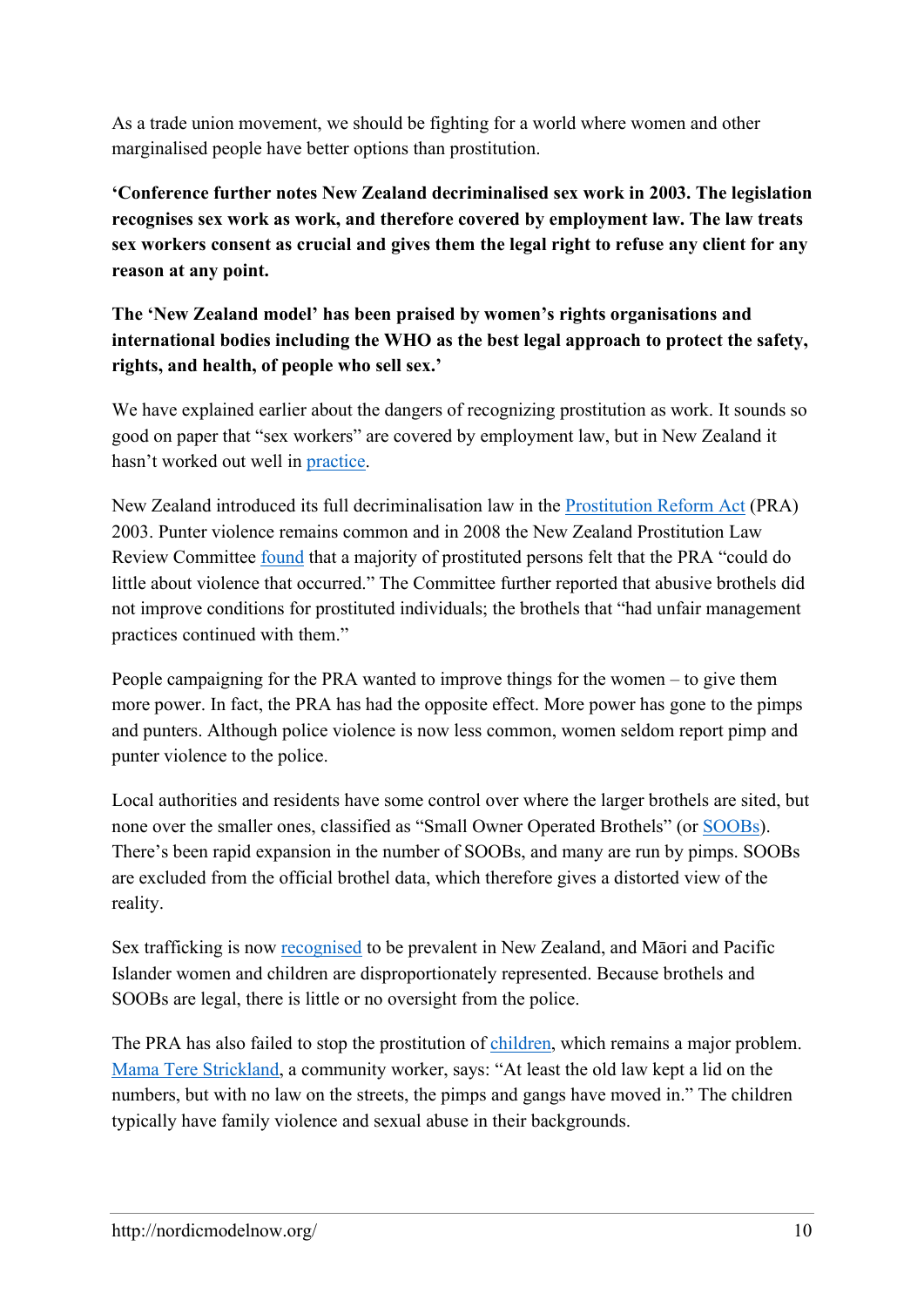As a trade union movement, we should be fighting for a world where women and other marginalised people have better options than prostitution.

**‘Conference further notes New Zealand decriminalised sex work in 2003. The legislation recognises sex work as work, and therefore covered by employment law. The law treats sex workers consent as crucial and gives them the legal right to refuse any client for any reason at any point.**

**The ‘New Zealand model’ has been praised by women’s rights organisations and international bodies including the WHO as the best legal approach to protect the safety, rights, and health, of people who sell sex.’**

We have explained earlier about the dangers of recognizing prostitution as work. It sounds so good on paper that “sex workers” are covered by employment law, but in New Zealand it hasn’t worked out well in practice.

New Zealand introduced its full decriminalisation law in the Prostitution Reform Act (PRA) 2003. Punter violence remains common and in 2008 the New Zealand Prostitution Law Review Committee found that a majority of prostituted persons felt that the PRA “could do little about violence that occurred.” The Committee further reported that abusive brothels did not improve conditions for prostituted individuals; the brothels that “had unfair management practices continued with them.”

People campaigning for the PRA wanted to improve things for the women – to give them more power. In fact, the PRA has had the opposite effect. More power has gone to the pimps and punters. Although police violence is now less common, women seldom report pimp and punter violence to the police.

Local authorities and residents have some control over where the larger brothels are sited, but none over the smaller ones, classified as “Small Owner Operated Brothels” (or SOOBs). There’s been rapid expansion in the number of SOOBs, and many are run by pimps. SOOBs are excluded from the official brothel data, which therefore gives a distorted view of the reality.

Sex trafficking is now recognised to be prevalent in New Zealand, and Māori and Pacific Islander women and children are disproportionately represented. Because brothels and SOOBs are legal, there is little or no oversight from the police.

The PRA has also failed to stop the prostitution of children, which remains a major problem. Mama Tere Strickland, a community worker, says: “At least the old law kept a lid on the numbers, but with no law on the streets, the pimps and gangs have moved in.” The children typically have family violence and sexual abuse in their backgrounds.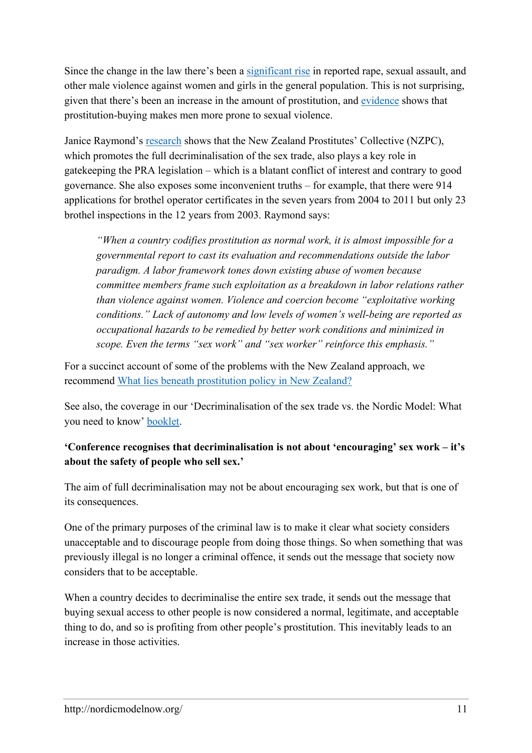Since the change in the law there's been a significant rise in reported rape, sexual assault, and other male violence against women and girls in the general population. This is not surprising, given that there's been an increase in the amount of prostitution, and evidence shows that prostitution-buying makes men more prone to sexual violence.

Janice Raymond's research shows that the New Zealand Prostitutes' Collective (NZPC), which promotes the full decriminalisation of the sex trade, also plays a key role in gatekeeping the PRA legislation – which is a blatant conflict of interest and contrary to good governance. She also exposes some inconvenient truths – for example, that there were 914 applications for brothel operator certificates in the seven years from 2004 to 2011 but only 23 brothel inspections in the 12 years from 2003. Raymond says:

> *"When a country codifies prostitution as normal work, it is almost impossible for a governmental report to cast its evaluation and recommendations outside the labor paradigm. A labor framework tones down existing abuse of women because committee members frame such exploitation as a breakdown in labor relations rather than violence against women. Violence and coercion become "exploitative working conditions." Lack of autonomy and low levels of women's well-being are reported as occupational hazards to be remedied by better work conditions and minimized in scope. Even the terms "sex work" and "sex worker" reinforce this emphasis."*

For a succinct account of some of the problems with the New Zealand approach, we recommend What lies beneath prostitution policy in New Zealand?

See also, the coverage in our 'Decriminalisation of the sex trade vs. the Nordic Model: What you need to know' booklet.

**'Conference recognises that decriminalisation is not about 'encouraging' sex work – it's about the safety of people who sell sex.'**

The aim of full decriminalisation may not be about encouraging sex work, but that is one of its consequences.

One of the primary purposes of the criminal law is to make it clear what society considers unacceptable and to discourage people from doing those things. So when something that was previously illegal is no longer a criminal offence, it sends out the message that society now considers that to be acceptable.

When a country decides to decriminalise the entire sex trade, it sends out the message that buying sexual access to other people is now considered a normal, legitimate, and acceptable thing to do, and so is profiting from other people's prostitution. This inevitably leads to an increase in those activities.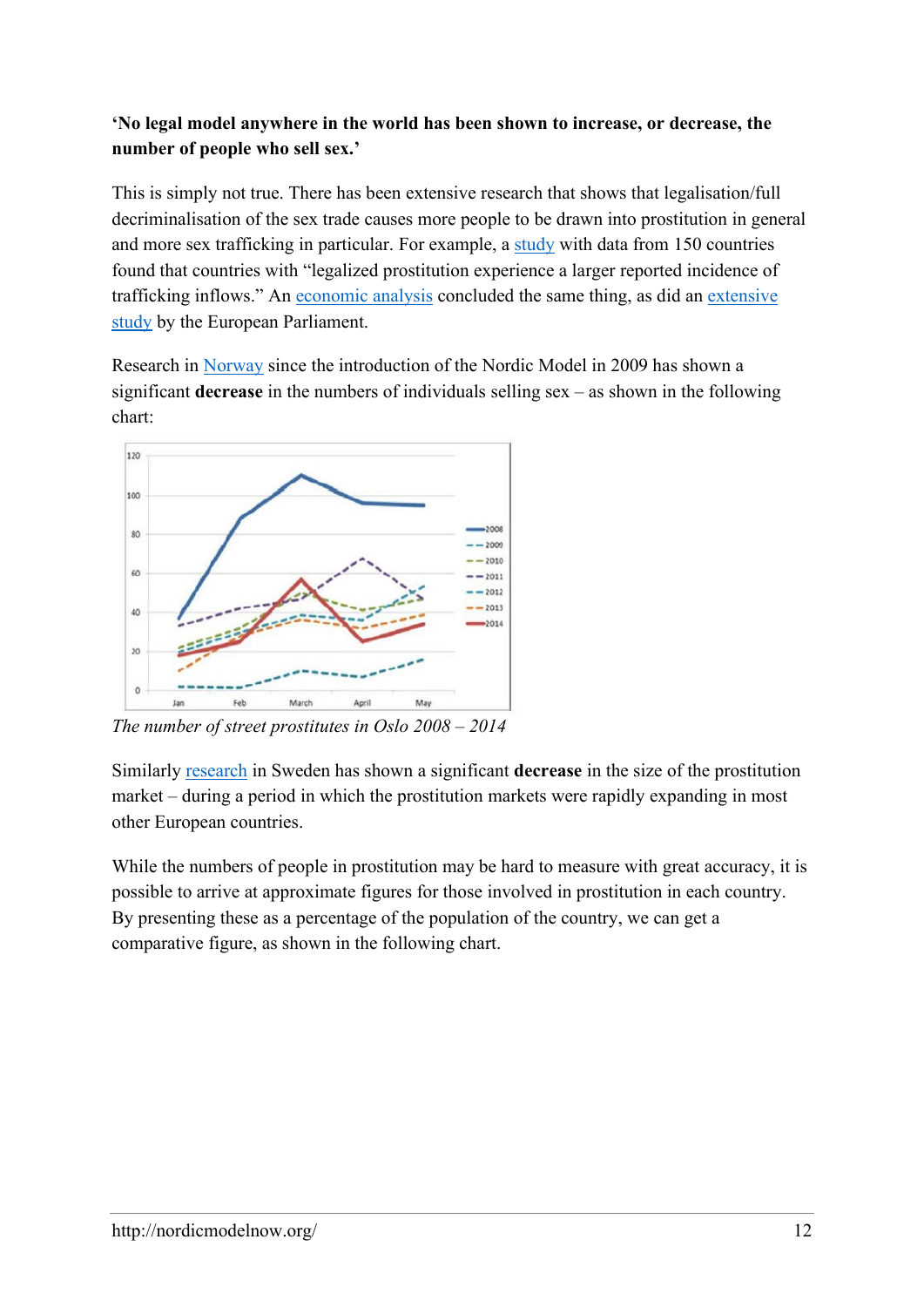**‘No legal model anywhere in the world has been shown to increase, or decrease, the number of people who sell sex.’**

This is simply not true. There has been extensive research that shows that legalisation/full decriminalisation of the sex trade causes more people to be drawn into prostitution in general and more sex trafficking in particular. For example, a study with data from 150 countries found that countries with “legalized prostitution experience a larger reported incidence of trafficking inflows.” An economic analysis concluded the same thing, as did an extensive study by the European Parliament.

Research in Norway since the introduction of the Nordic Model in 2009 has shown a significant **decrease** in the numbers of individuals selling sex – as shown in the following chart:

*The number of street prostitutes in Oslo 2008 – 2014*

Similarly research in Sweden has shown a significant **decrease** in the size of the prostitution market – during a period in which the prostitution markets were rapidly expanding in most other European countries.

While the numbers of people in prostitution may be hard to measure with great accuracy, it is possible to arrive at approximate figures for those involved in prostitution in each country. By presenting these as a percentage of the population of the country, we can get a comparative figure, as shown in the following chart.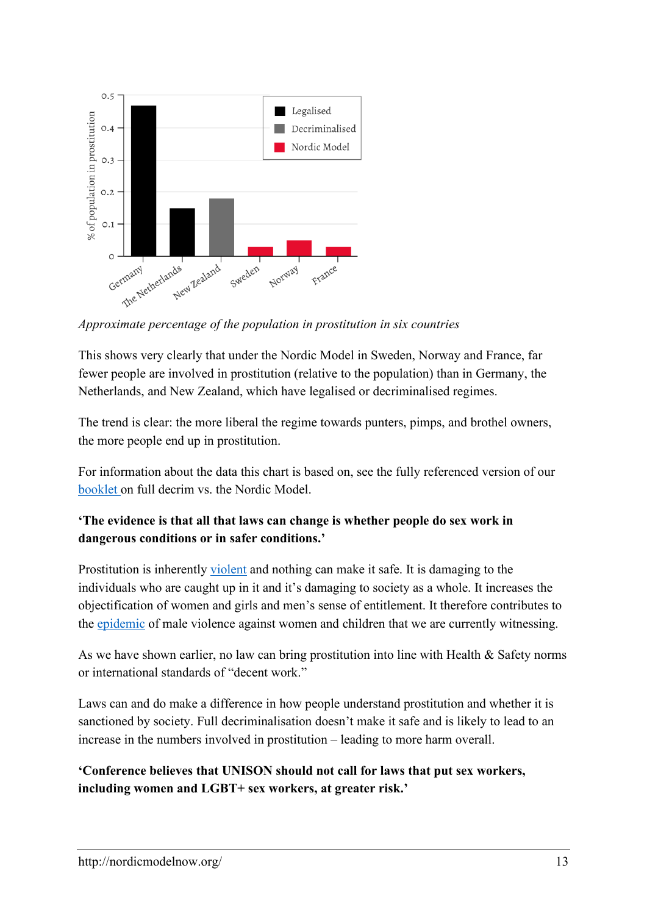*Approximate percentage of the population in prostitution in six countries*

This shows very clearly that under the Nordic Model in Sweden, Norway and France, far fewer people are involved in prostitution (relative to the population) than in Germany, the Netherlands, and New Zealand, which have legalised or decriminalised regimes.

The trend is clear: the more liberal the regime towards punters, pimps, and brothel owners, the more people end up in prostitution.

For information about the data this chart is based on, see the fully referenced version of our booklet on full decrim vs. the Nordic Model.

**'The evidence is that all that laws can change is whether people do sex work in dangerous conditions or in safer conditions.'**

Prostitution is inherently violent and nothing can make it safe. It is damaging to the individuals who are caught up in it and it's damaging to society as a whole. It increases the objectification of women and girls and men's sense of entitlement. It therefore contributes to the epidemic of male violence against women and children that we are currently witnessing.

As we have shown earlier, no law can bring prostitution into line with Health & Safety norms or international standards of "decent work."

Laws can and do make a difference in how people understand prostitution and whether it is sanctioned by society. Full decriminalisation doesn't make it safe and is likely to lead to an increase in the numbers involved in prostitution – leading to more harm overall.

**'Conference believes that UNISON should not call for laws that put sex workers, including women and LGBT+ sex workers, at greater risk.'**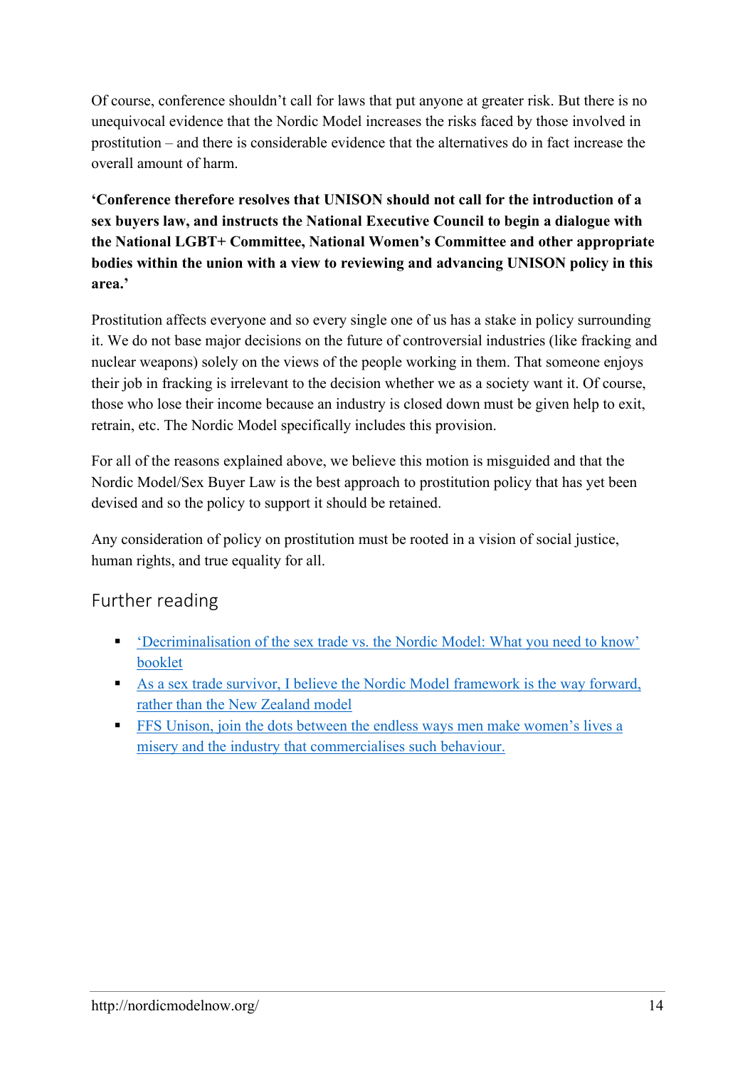Of course, conference shouldn't call for laws that put anyone at greater risk. But there is no unequivocal evidence that the Nordic Model increases the risks faced by those involved in prostitution – and there is considerable evidence that the alternatives do in fact increase the overall amount of harm.

**'Conference therefore resolves that UNISON should not call for the introduction of a sex buyers law, and instructs the National Executive Council to begin a dialogue with the National LGBT+ Committee, National Women's Committee and other appropriate bodies within the union with a view to reviewing and advancing UNISON policy in this area.'**

Prostitution affects everyone and so every single one of us has a stake in policy surrounding it. We do not base major decisions on the future of controversial industries (like fracking and nuclear weapons) solely on the views of the people working in them. That someone enjoys their job in fracking is irrelevant to the decision whether we as a society want it. Of course, those who lose their income because an industry is closed down must be given help to exit, retrain, etc. The Nordic Model specifically includes this provision.

For all of the reasons explained above, we believe this motion is misguided and that the Nordic Model/Sex Buyer Law is the best approach to prostitution policy that has yet been devised and so the policy to support it should be retained.

Any consideration of policy on prostitution must be rooted in a vision of social justice, human rights, and true equality for all.

## Further reading

- 'Decriminalisation of the sex trade vs. the Nordic Model: What you need to know' booklet
- As a sex trade survivor, I believe the Nordic Model framework is the way forward, rather than the New Zealand model
- FFS Unison, join the dots between the endless ways men make women's lives a misery and the industry that commercialises such behaviour.